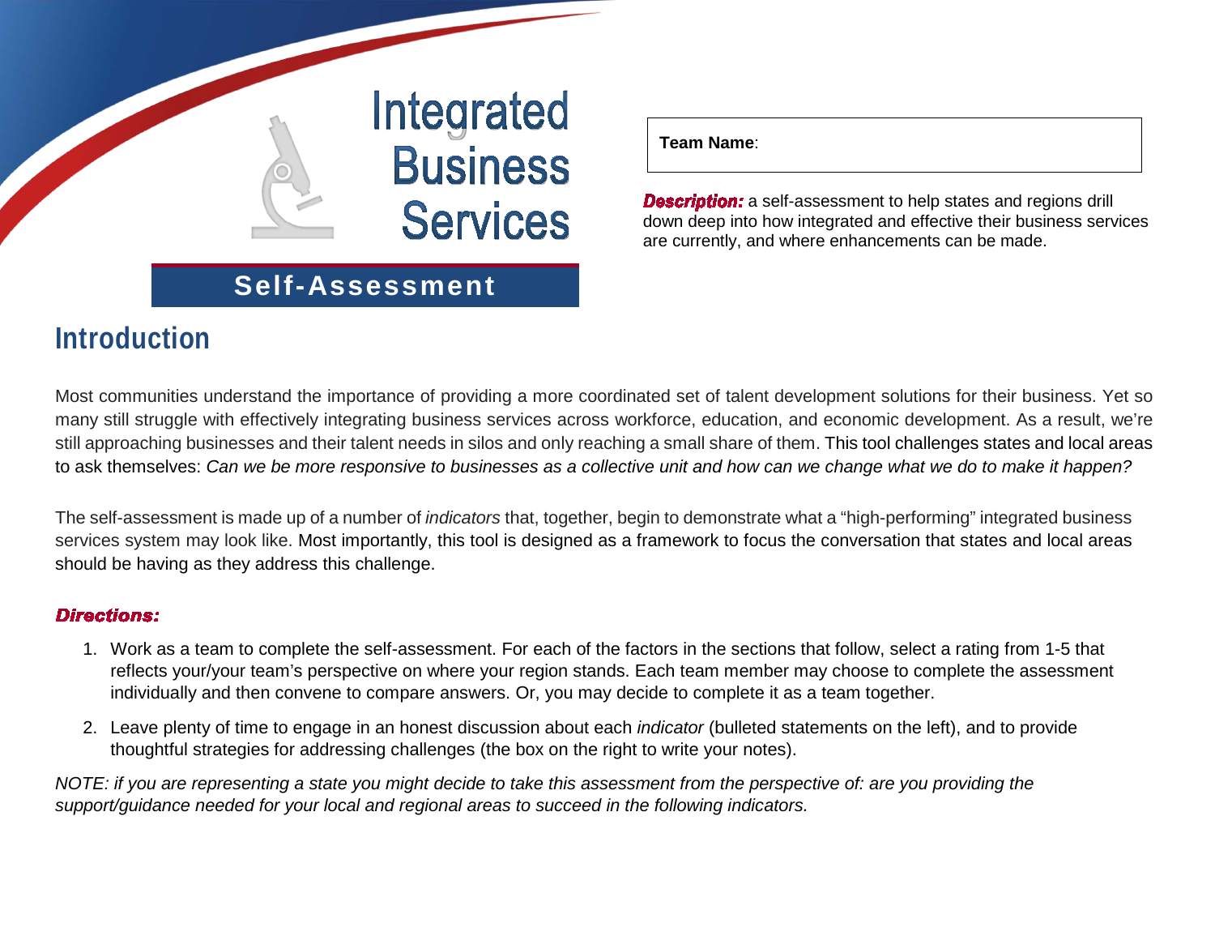# Integrated Business Services

## Self-Assessment

**Team Name**:

***Description:*** a self-assessment to help states and regions drill down deep into how integrated and effective their business services are currently, and where enhancements can be made.

## Introduction

Most communities understand the importance of providing a more coordinated set of talent development solutions for their business. Yet so many still struggle with effectively integrating business services across workforce, education, and economic development. As a result, we're still approaching businesses and their talent needs in silos and only reaching a small share of them. This tool challenges states and local areas to ask themselves: *Can we be more responsive to businesses as a collective unit and how can we change what we do to make it happen?*

The self-assessment is made up of a number of *indicators* that, together, begin to demonstrate what a "high-performing" integrated business services system may look like. Most importantly, this tool is designed as a framework to focus the conversation that states and local areas should be having as they address this challenge.

***Directions:***

1. Work as a team to complete the self-assessment. For each of the factors in the sections that follow, select a rating from 1-5 that reflects your/your team's perspective on where your region stands. Each team member may choose to complete the assessment individually and then convene to compare answers. Or, you may decide to complete it as a team together.
2. Leave plenty of time to engage in an honest discussion about each *indicator* (bulleted statements on the left), and to provide thoughtful strategies for addressing challenges (the box on the right to write your notes).

*NOTE: if you are representing a state you might decide to take this assessment from the perspective of: are you providing the support/guidance needed for your local and regional areas to succeed in the following indicators.*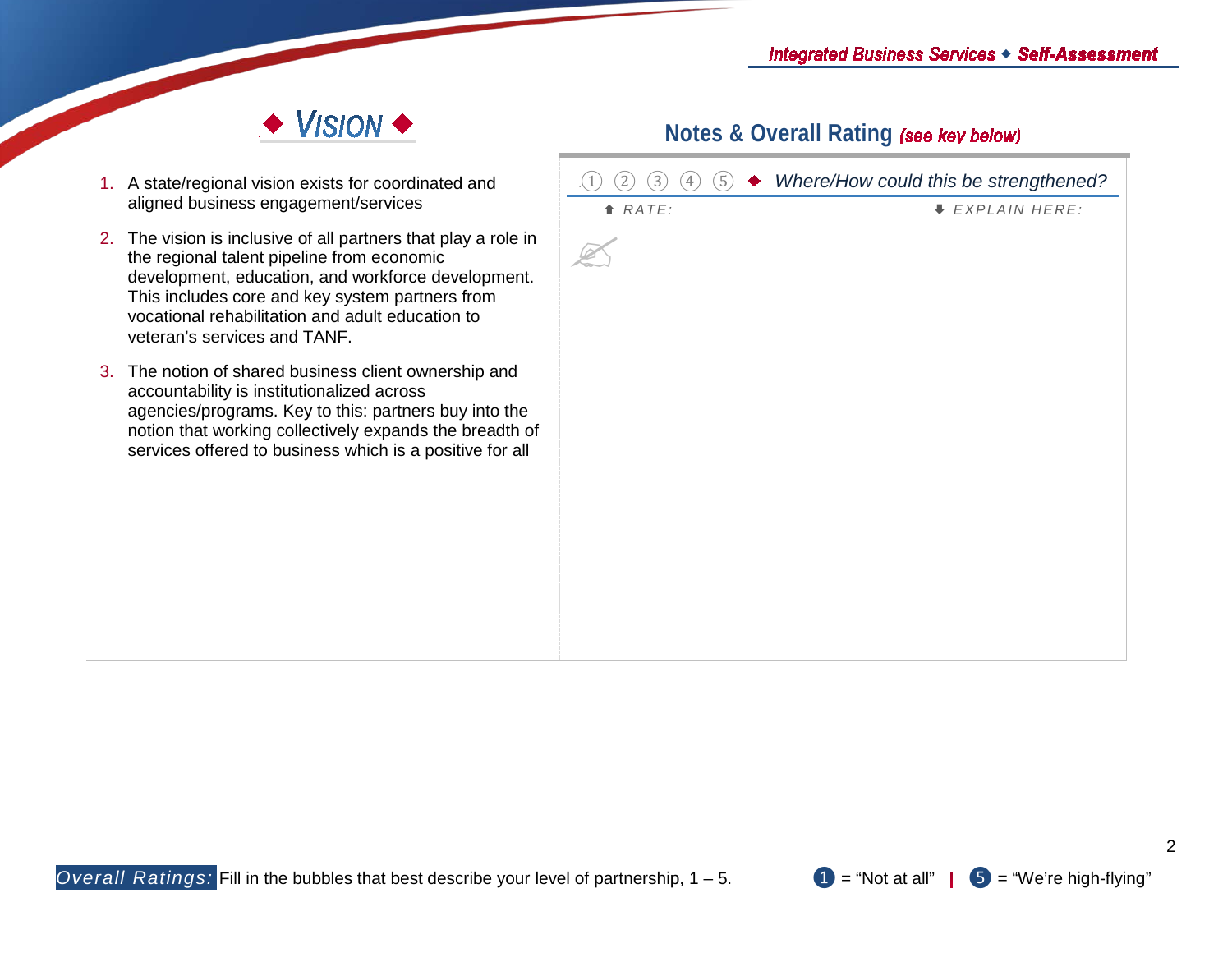## ◆ VISION ◆

1. A state/regional vision exists for coordinated and aligned business engagement/services
2. The vision is inclusive of all partners that play a role in the regional talent pipeline from economic development, education, and workforce development. This includes core and key system partners from vocational rehabilitation and adult education to veteran's services and TANF.
3. The notion of shared business client ownership and accountability is institutionalized across agencies/programs. Key to this: partners buy into the notion that working collectively expands the breadth of services offered to business which is a positive for all

## Notes & Overall Rating *(see key below)*

① ② ③ ④ ⑤ ◆ *Where/How could this be strengthened?*

⬆ *RATE:* ⬇ *EXPLAIN HERE:*

*Overall Ratings:* Fill in the bubbles that best describe your level of partnership, 1 – 5. ❶ = "Not at all" | ❺ = "We're high-flying"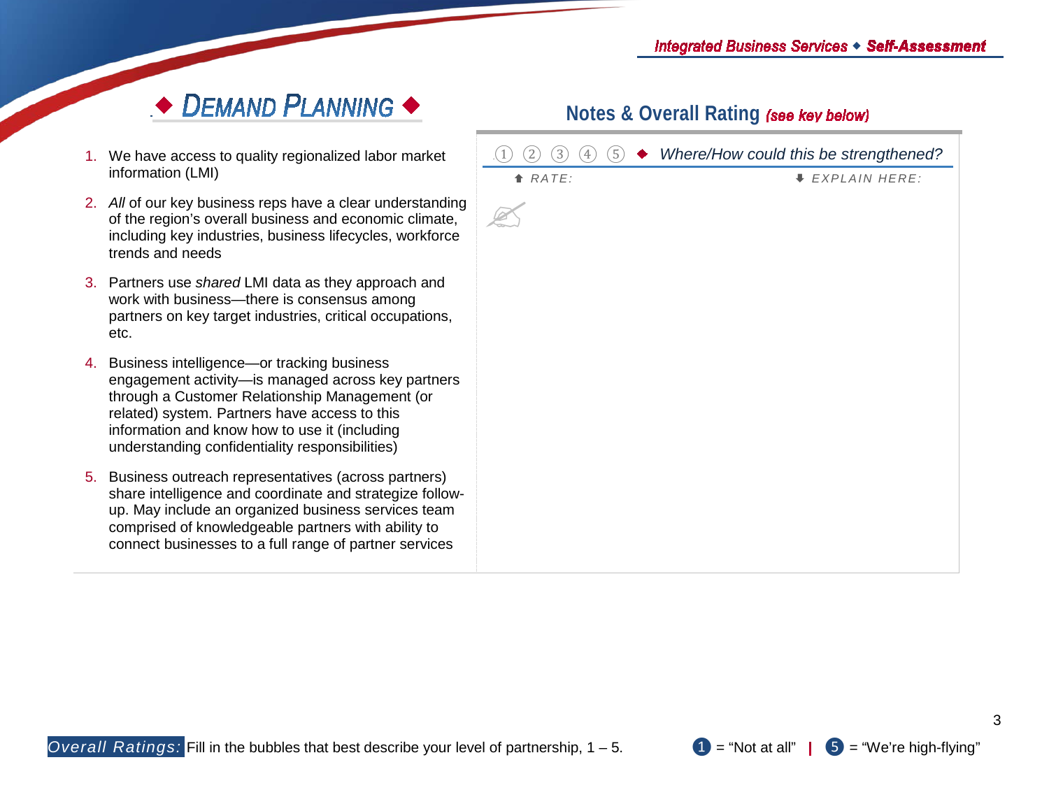# ◆ DEMAND PLANNING ◆

1. We have access to quality regionalized labor market information (LMI)
2. *All* of our key business reps have a clear understanding of the region's overall business and economic climate, including key industries, business lifecycles, workforce trends and needs
3. Partners use *shared* LMI data as they approach and work with business—there is consensus among partners on key target industries, critical occupations, etc.
4. Business intelligence—or tracking business engagement activity—is managed across key partners through a Customer Relationship Management (or related) system. Partners have access to this information and know how to use it (including understanding confidentiality responsibilities)
5. Business outreach representatives (across partners) share intelligence and coordinate and strategize follow-up. May include an organized business services team comprised of knowledgeable partners with ability to connect businesses to a full range of partner services

## Notes & Overall Rating *(see key below)*

① ② ③ ④ ⑤ ◆ *Where/How could this be strengthened?*

⬆ *RATE:* ⬇ *EXPLAIN HERE:*

*Overall Ratings:* Fill in the bubbles that best describe your level of partnership, 1 – 5. ❶ = "Not at all" | ❺ = "We're high-flying"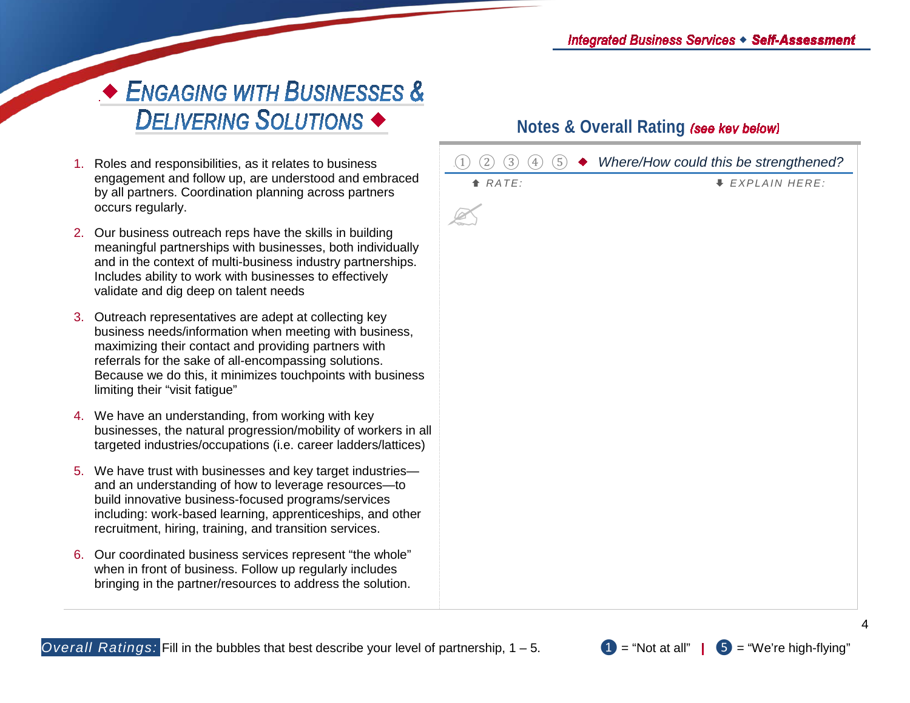# ◆ Engaging with Businesses & Delivering Solutions ◆

## Notes & Overall Rating *(see key below)*

① ② ③ ④ ⑤ ◆ *Where/How could this be strengthened?*

🡅 *RATE:* 🡇 *EXPLAIN HERE:*

1. Roles and responsibilities, as it relates to business engagement and follow up, are understood and embraced by all partners. Coordination planning across partners occurs regularly.
2. Our business outreach reps have the skills in building meaningful partnerships with businesses, both individually and in the context of multi-business industry partnerships. Includes ability to work with businesses to effectively validate and dig deep on talent needs
3. Outreach representatives are adept at collecting key business needs/information when meeting with business, maximizing their contact and providing partners with referrals for the sake of all-encompassing solutions. Because we do this, it minimizes touchpoints with business limiting their "visit fatigue"
4. We have an understanding, from working with key businesses, the natural progression/mobility of workers in all targeted industries/occupations (i.e. career ladders/lattices)
5. We have trust with businesses and key target industries—and an understanding of how to leverage resources—to build innovative business-focused programs/services including: work-based learning, apprenticeships, and other recruitment, hiring, training, and transition services.
6. Our coordinated business services represent "the whole" when in front of business. Follow up regularly includes bringing in the partner/resources to address the solution.

*Overall Ratings:* Fill in the bubbles that best describe your level of partnership, 1 – 5. ❶ = "Not at all" | ❺ = "We're high-flying"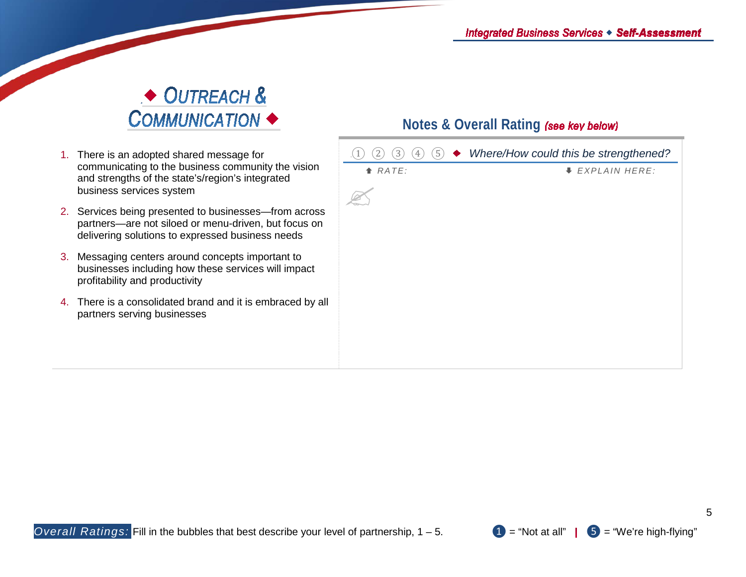## ◆ Outreach & Communication ◆

1. There is an adopted shared message for communicating to the business community the vision and strengths of the state's/region's integrated business services system
2. Services being presented to businesses—from across partners—are not siloed or menu-driven, but focus on delivering solutions to expressed business needs
3. Messaging centers around concepts important to businesses including how these services will impact profitability and productivity
4. There is a consolidated brand and it is embraced by all partners serving businesses

## Notes & Overall Rating *(see key below)*

① ② ③ ④ ⑤ ◆ *Where/How could this be strengthened?*

🡅 *RATE:* 🡇 *EXPLAIN HERE:*

*Overall Ratings:* Fill in the bubbles that best describe your level of partnership, 1 – 5.

❶ = "Not at all" | ❺ = "We're high-flying"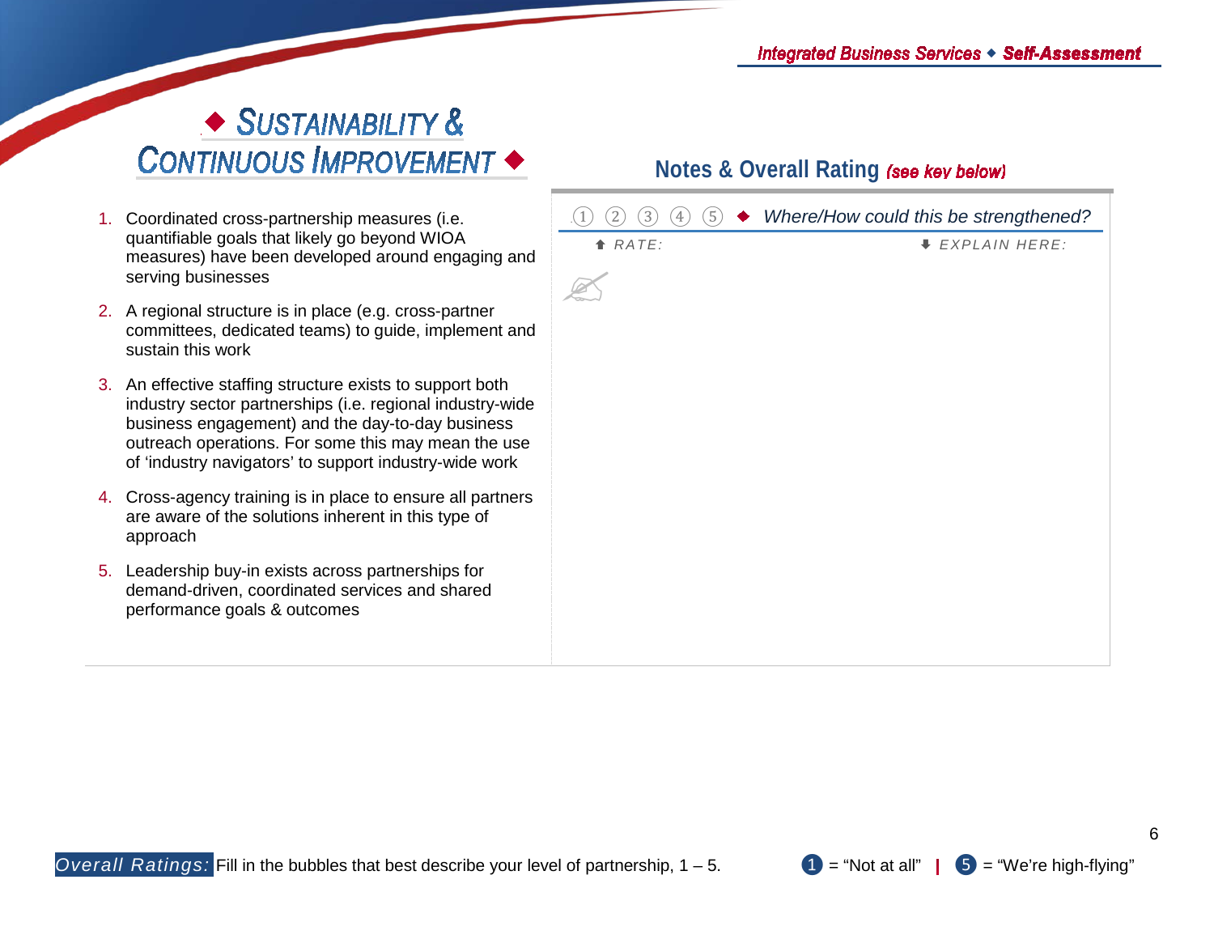# ◆ Sustainability & Continuous Improvement ◆

1. Coordinated cross-partnership measures (i.e. quantifiable goals that likely go beyond WIOA measures) have been developed around engaging and serving businesses
2. A regional structure is in place (e.g. cross-partner committees, dedicated teams) to guide, implement and sustain this work
3. An effective staffing structure exists to support both industry sector partnerships (i.e. regional industry-wide business engagement) and the day-to-day business outreach operations. For some this may mean the use of 'industry navigators' to support industry-wide work
4. Cross-agency training is in place to ensure all partners are aware of the solutions inherent in this type of approach
5. Leadership buy-in exists across partnerships for demand-driven, coordinated services and shared performance goals & outcomes

## Notes & Overall Rating *(see key below)*

① ② ③ ④ ⑤ ◆ *Where/How could this be strengthened?*

🠅 *RATE:* 🠇 *EXPLAIN HERE:*

*Overall Ratings:* Fill in the bubbles that best describe your level of partnership, 1 – 5.

① = "Not at all" | ⑤ = "We're high-flying"